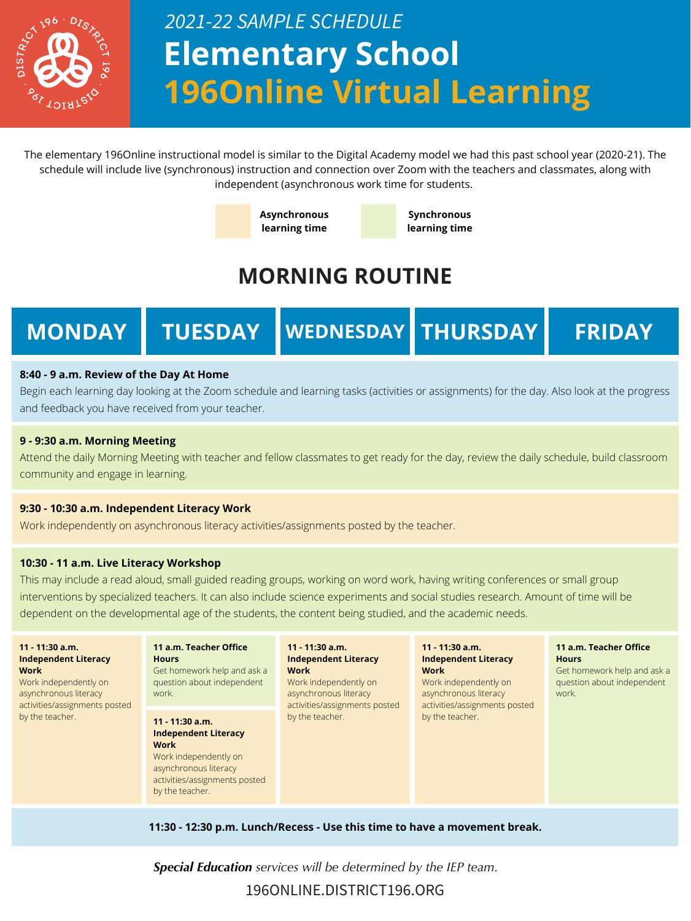*2021-22 SAMPLE SCHEDULE*

# Elementary School

# 196Online Virtual Learning

The elementary 196Online instructional model is similar to the Digital Academy model we had this past school year (2020-21). The schedule will include live (synchronous) instruction and connection over Zoom with the teachers and classmates, along with independent (asynchronous work time for students.

- **Asynchronous learning time**
- **Synchronous learning time**

## MORNING ROUTINE

**MONDAY | TUESDAY | WEDNESDAY | THURSDAY | FRIDAY**

**8:40 - 9 a.m. Review of the Day At Home**
Begin each learning day looking at the Zoom schedule and learning tasks (activities or assignments) for the day. Also look at the progress and feedback you have received from your teacher.

**9 - 9:30 a.m. Morning Meeting**
Attend the daily Morning Meeting with teacher and fellow classmates to get ready for the day, review the daily schedule, build classroom community and engage in learning.

**9:30 - 10:30 a.m. Independent Literacy Work**
Work independently on asynchronous literacy activities/assignments posted by the teacher.

**10:30 - 11 a.m. Live Literacy Workshop**
This may include a read aloud, small guided reading groups, working on word work, having writing conferences or small group interventions by specialized teachers. It can also include science experiments and social studies research. Amount of time will be dependent on the developmental age of the students, the content being studied, and the academic needs.

| MONDAY | TUESDAY | WEDNESDAY | THURSDAY | FRIDAY |
|---|---|---|---|---|
| **11 - 11:30 a.m. Independent Literacy Work** Work independently on asynchronous literacy activities/assignments posted by the teacher. | **11 a.m. Teacher Office Hours** Get homework help and ask a question about independent work. **11 - 11:30 a.m. Independent Literacy Work** Work independently on asynchronous literacy activities/assignments posted by the teacher. | **11 - 11:30 a.m. Independent Literacy Work** Work independently on asynchronous literacy activities/assignments posted by the teacher. | **11 - 11:30 a.m. Independent Literacy Work** Work independently on asynchronous literacy activities/assignments posted by the teacher. | **11 a.m. Teacher Office Hours** Get homework help and ask a question about independent work. |

**11:30 - 12:30 p.m. Lunch/Recess - Use this time to have a movement break.**

***Special Education*** *services will be determined by the IEP team.*

196ONLINE.DISTRICT196.ORG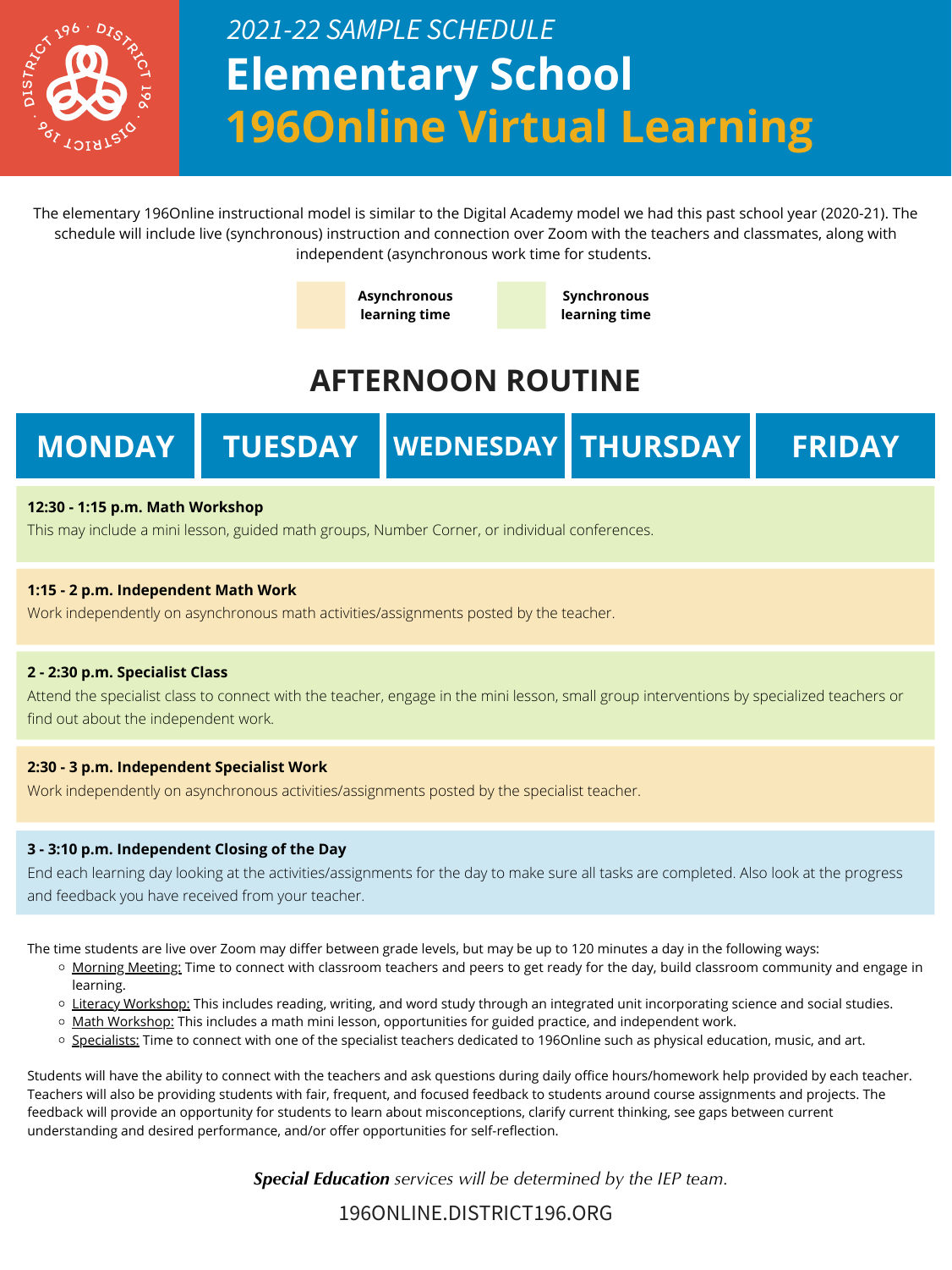*2021-22 SAMPLE SCHEDULE*

# Elementary School

# 196Online Virtual Learning

The elementary 196Online instructional model is similar to the Digital Academy model we had this past school year (2020-21). The schedule will include live (synchronous) instruction and connection over Zoom with the teachers and classmates, along with independent (asynchronous work time for students.

**Asynchronous learning time** | **Synchronous learning time**

## AFTERNOON ROUTINE

**MONDAY | TUESDAY | WEDNESDAY | THURSDAY | FRIDAY**

**12:30 - 1:15 p.m. Math Workshop**
This may include a mini lesson, guided math groups, Number Corner, or individual conferences.

**1:15 - 2 p.m. Independent Math Work**
Work independently on asynchronous math activities/assignments posted by the teacher.

**2 - 2:30 p.m. Specialist Class**
Attend the specialist class to connect with the teacher, engage in the mini lesson, small group interventions by specialized teachers or find out about the independent work.

**2:30 - 3 p.m. Independent Specialist Work**
Work independently on asynchronous activities/assignments posted by the specialist teacher.

**3 - 3:10 p.m. Independent Closing of the Day**
End each learning day looking at the activities/assignments for the day to make sure all tasks are completed. Also look at the progress and feedback you have received from your teacher.

The time students are live over Zoom may differ between grade levels, but may be up to 120 minutes a day in the following ways:

- Morning Meeting: Time to connect with classroom teachers and peers to get ready for the day, build classroom community and engage in learning.
- Literacy Workshop: This includes reading, writing, and word study through an integrated unit incorporating science and social studies.
- Math Workshop: This includes a math mini lesson, opportunities for guided practice, and independent work.
- Specialists: Time to connect with one of the specialist teachers dedicated to 196Online such as physical education, music, and art.

Students will have the ability to connect with the teachers and ask questions during daily office hours/homework help provided by each teacher. Teachers will also be providing students with fair, frequent, and focused feedback to students around course assignments and projects. The feedback will provide an opportunity for students to learn about misconceptions, clarify current thinking, see gaps between current understanding and desired performance, and/or offer opportunities for self-reflection.

***Special Education*** *services will be determined by the IEP team.*

196ONLINE.DISTRICT196.ORG